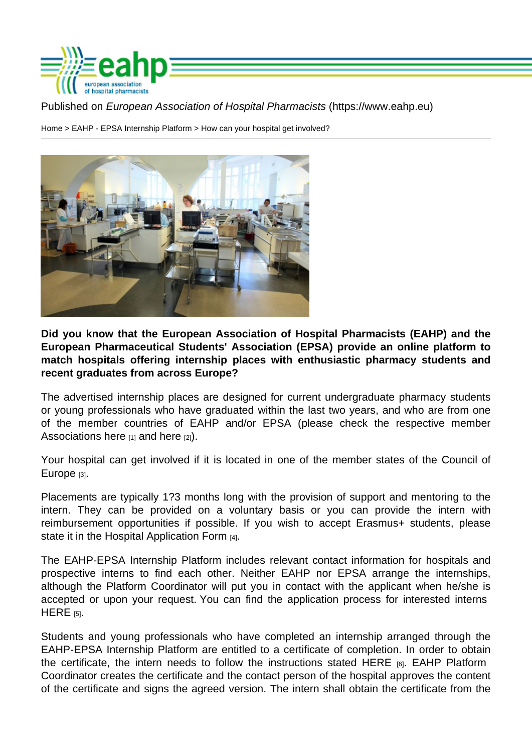Published on *European Association of Hospital Pharmacists* (https://www.eahp.eu)

Home > EAHP - EPSA Internship Platform > How can your hospital get involved?

**Did you know that the European Association of Hospital Pharmacists (EAHP) and the European Pharmaceutical Students' Association (EPSA) provide an online platform to match hospitals offering internship places with enthusiastic pharmacy students and recent graduates from across Europe?**

The advertised internship places are designed for current undergraduate pharmacy students or young professionals who have graduated within the last two years, and who are from one of the member countries of EAHP and/or EPSA (please check the respective member Associations here [1] and here [2]).

Your hospital can get involved if it is located in one of the member states of the Council of Europe [3].

Placements are typically 1?3 months long with the provision of support and mentoring to the intern. They can be provided on a voluntary basis or you can provide the intern with reimbursement opportunities if possible. If you wish to accept Erasmus+ students, please state it in the Hospital Application Form [4].

The EAHP-EPSA Internship Platform includes relevant contact information for hospitals and prospective interns to find each other. Neither EAHP nor EPSA arrange the internships, although the Platform Coordinator will put you in contact with the applicant when he/she is accepted or upon your request. You can find the application process for interested interns HERE [5].

Students and young professionals who have completed an internship arranged through the EAHP-EPSA Internship Platform are entitled to a certificate of completion. In order to obtain the certificate, the intern needs to follow the instructions stated HERE [6]. EAHP Platform Coordinator creates the certificate and the contact person of the hospital approves the content of the certificate and signs the agreed version. The intern shall obtain the certificate from the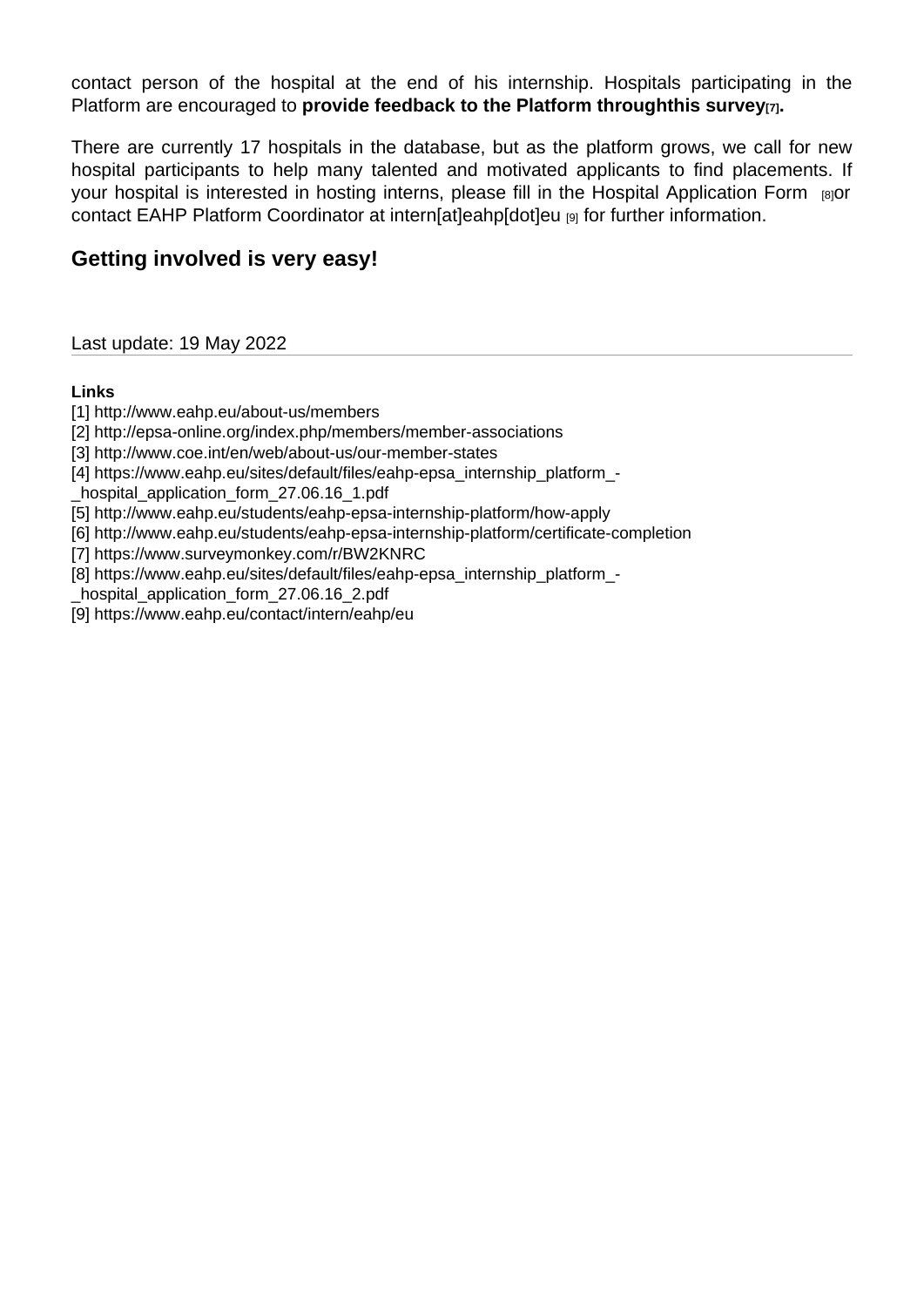contact person of the hospital at the end of his internship. Hospitals participating in the Platform are encouraged to **provide feedback to the Platform throughthis survey[7].**

There are currently 17 hospitals in the database, but as the platform grows, we call for new hospital participants to help many talented and motivated applicants to find placements. If your hospital is interested in hosting interns, please fill in the Hospital Application Form [8]or contact EAHP Platform Coordinator at intern[at]eahp[dot]eu [9] for further information.

## Getting involved is very easy!

Last update: 19 May 2022

**Links**

[1] http://www.eahp.eu/about-us/members
[2] http://epsa-online.org/index.php/members/member-associations
[3] http://www.coe.int/en/web/about-us/our-member-states
[4] https://www.eahp.eu/sites/default/files/eahp-epsa_internship_platform_-_hospital_application_form_27.06.16_1.pdf
[5] http://www.eahp.eu/students/eahp-epsa-internship-platform/how-apply
[6] http://www.eahp.eu/students/eahp-epsa-internship-platform/certificate-completion
[7] https://www.surveymonkey.com/r/BW2KNRC
[8] https://www.eahp.eu/sites/default/files/eahp-epsa_internship_platform_-_hospital_application_form_27.06.16_2.pdf
[9] https://www.eahp.eu/contact/intern/eahp/eu